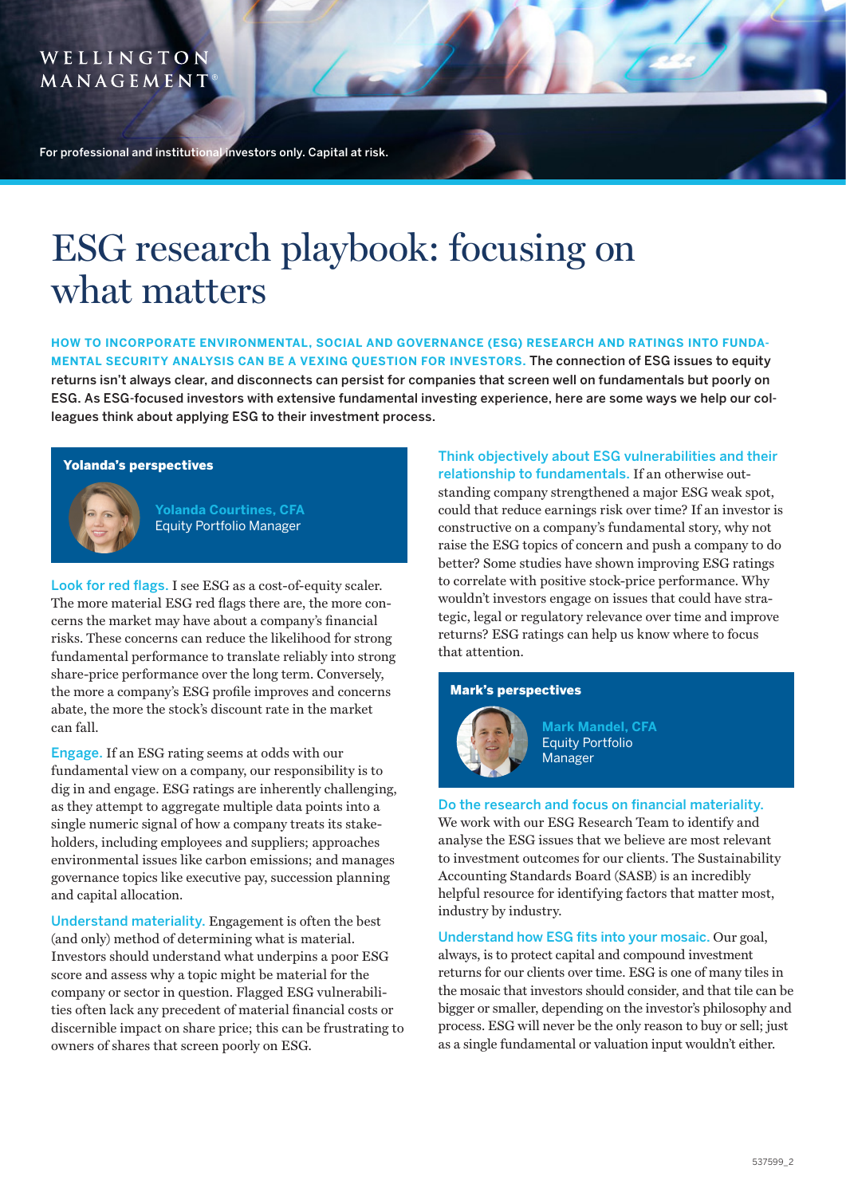WELLINGTON MANAGEMENT®

For professional and institutional investors only. Capital at risk.

# ESG research playbook: focusing on what matters

**HOW TO INCORPORATE ENVIRONMENTAL, SOCIAL AND GOVERNANCE (ESG) RESEARCH AND RATINGS INTO FUNDAMENTAL SECURITY ANALYSIS CAN BE A VEXING QUESTION FOR INVESTORS.** The connection of ESG issues to equity returns isn't always clear, and disconnects can persist for companies that screen well on fundamentals but poorly on ESG. As ESG-focused investors with extensive fundamental investing experience, here are some ways we help our colleagues think about applying ESG to their investment process.

## Yolanda's perspectives

**Yolanda Courtines, CFA**
Equity Portfolio Manager

**Look for red flags.** I see ESG as a cost-of-equity scaler. The more material ESG red flags there are, the more concerns the market may have about a company's financial risks. These concerns can reduce the likelihood for strong fundamental performance to translate reliably into strong share-price performance over the long term. Conversely, the more a company's ESG profile improves and concerns abate, the more the stock's discount rate in the market can fall.

**Engage.** If an ESG rating seems at odds with our fundamental view on a company, our responsibility is to dig in and engage. ESG ratings are inherently challenging, as they attempt to aggregate multiple data points into a single numeric signal of how a company treats its stakeholders, including employees and suppliers; approaches environmental issues like carbon emissions; and manages governance topics like executive pay, succession planning and capital allocation.

**Understand materiality.** Engagement is often the best (and only) method of determining what is material. Investors should understand what underpins a poor ESG score and assess why a topic might be material for the company or sector in question. Flagged ESG vulnerabilities often lack any precedent of material financial costs or discernible impact on share price; this can be frustrating to owners of shares that screen poorly on ESG.

**Think objectively about ESG vulnerabilities and their relationship to fundamentals.** If an otherwise outstanding company strengthened a major ESG weak spot, could that reduce earnings risk over time? If an investor is constructive on a company's fundamental story, why not raise the ESG topics of concern and push a company to do better? Some studies have shown improving ESG ratings to correlate with positive stock-price performance. Why wouldn't investors engage on issues that could have strategic, legal or regulatory relevance over time and improve returns? ESG ratings can help us know where to focus that attention.

## Mark's perspectives

**Mark Mandel, CFA**
Equity Portfolio Manager

**Do the research and focus on financial materiality.** We work with our ESG Research Team to identify and analyse the ESG issues that we believe are most relevant to investment outcomes for our clients. The Sustainability Accounting Standards Board (SASB) is an incredibly helpful resource for identifying factors that matter most, industry by industry.

**Understand how ESG fits into your mosaic.** Our goal, always, is to protect capital and compound investment returns for our clients over time. ESG is one of many tiles in the mosaic that investors should consider, and that tile can be bigger or smaller, depending on the investor's philosophy and process. ESG will never be the only reason to buy or sell; just as a single fundamental or valuation input wouldn't either.

537599_2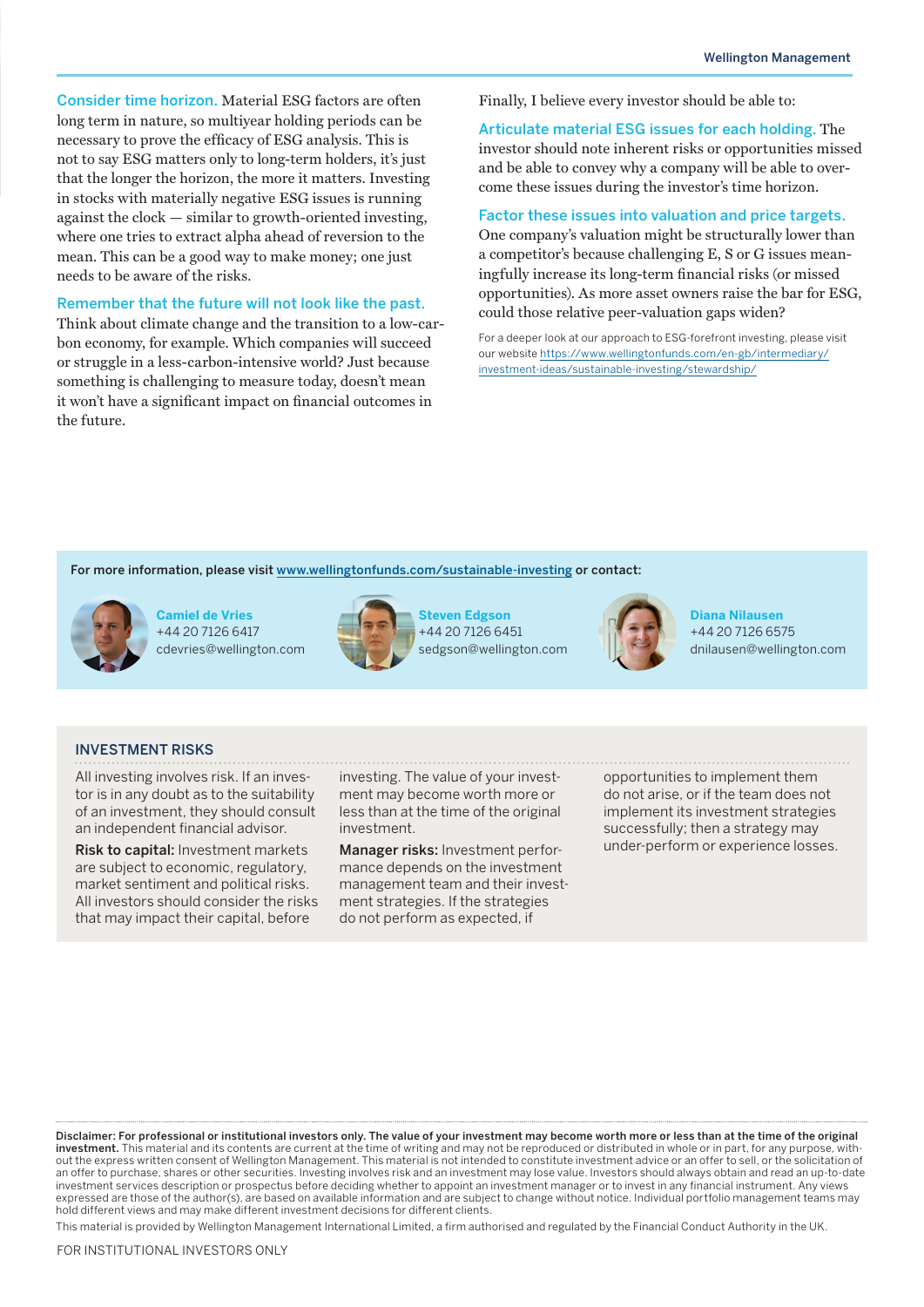**Consider time horizon.** Material ESG factors are often long term in nature, so multiyear holding periods can be necessary to prove the efficacy of ESG analysis. This is not to say ESG matters only to long-term holders, it's just that the longer the horizon, the more it matters. Investing in stocks with materially negative ESG issues is running against the clock — similar to growth-oriented investing, where one tries to extract alpha ahead of reversion to the mean. This can be a good way to make money; one just needs to be aware of the risks.

**Remember that the future will not look like the past.** Think about climate change and the transition to a low-carbon economy, for example. Which companies will succeed or struggle in a less-carbon-intensive world? Just because something is challenging to measure today, doesn't mean it won't have a significant impact on financial outcomes in the future.

Finally, I believe every investor should be able to:

**Articulate material ESG issues for each holding.** The investor should note inherent risks or opportunities missed and be able to convey why a company will be able to overcome these issues during the investor's time horizon.

**Factor these issues into valuation and price targets.** One company's valuation might be structurally lower than a competitor's because challenging E, S or G issues meaningfully increase its long-term financial risks (or missed opportunities). As more asset owners raise the bar for ESG, could those relative peer-valuation gaps widen?

For a deeper look at our approach to ESG-forefront investing, please visit our website https://www.wellingtonfunds.com/en-gb/intermediary/investment-ideas/sustainable-investing/stewardship/

**For more information, please visit www.wellingtonfunds.com/sustainable-investing or contact:**

**Camiel de Vries**
+44 20 7126 6417
cdevries@wellington.com

**Steven Edgson**
+44 20 7126 6451
sedgson@wellington.com

**Diana Nilausen**
+44 20 7126 6575
dnilausen@wellington.com

## INVESTMENT RISKS

All investing involves risk. If an investor is in any doubt as to the suitability of an investment, they should consult an independent financial advisor.

**Risk to capital:** Investment markets are subject to economic, regulatory, market sentiment and political risks. All investors should consider the risks that may impact their capital, before investing. The value of your investment may become worth more or less than at the time of the original investment.

**Manager risks:** Investment performance depends on the investment management team and their investment strategies. If the strategies do not perform as expected, if opportunities to implement them do not arise, or if the team does not implement its investment strategies successfully; then a strategy may under-perform or experience losses.

**Disclaimer: For professional or institutional investors only. The value of your investment may become worth more or less than at the time of the original investment.** This material and its contents are current at the time of writing and may not be reproduced or distributed in whole or in part, for any purpose, without the express written consent of Wellington Management. This material is not intended to constitute investment advice or an offer to sell, or the solicitation of an offer to purchase, shares or other securities. Investing involves risk and an investment may lose value. Investors should always obtain and read an up-to-date investment services description or prospectus before deciding whether to appoint an investment manager or to invest in any financial instrument. Any views expressed are those of the author(s), are based on available information and are subject to change without notice. Individual portfolio management teams may hold different views and may make different investment decisions for different clients.

This material is provided by Wellington Management International Limited, a firm authorised and regulated by the Financial Conduct Authority in the UK.

FOR INSTITUTIONAL INVESTORS ONLY